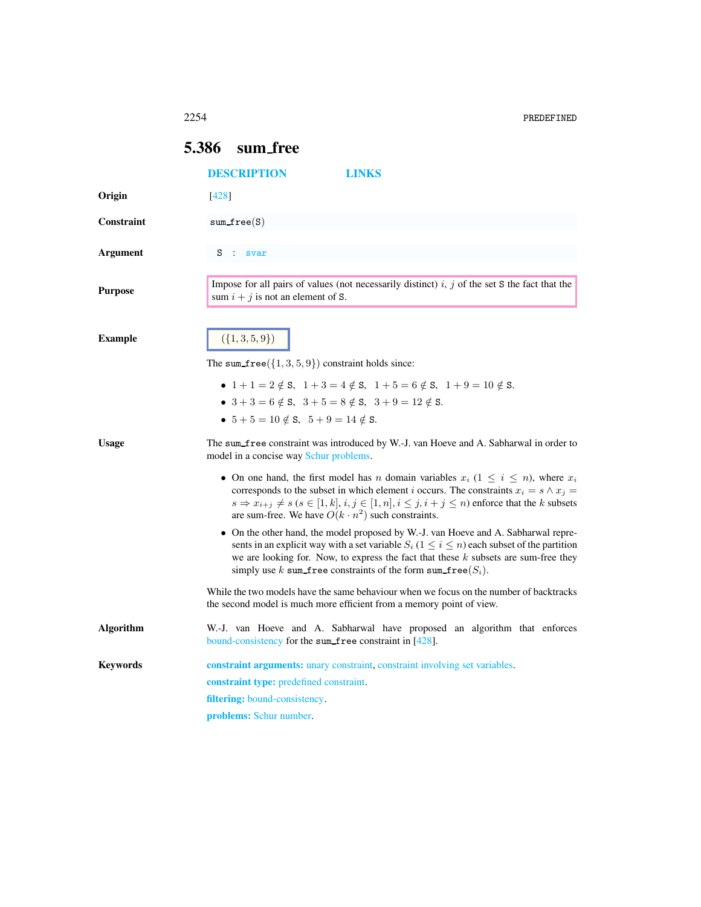## 5.386 sum_free

DESCRIPTION LINKS

**Origin** [428]

**Constraint** sum_free(S)

**Argument** S : svar

**Purpose** Impose for all pairs of values (not necessarily distinct) $i$, $j$ of the set S the fact that the sum $i + j$ is not an element of S.

**Example** $(\{1, 3, 5, 9\})$

The sum_free$(\{1, 3, 5, 9\})$ constraint holds since:

- $1 + 1 = 2 \notin$ S, $1 + 3 = 4 \notin$ S, $1 + 5 = 6 \notin$ S, $1 + 9 = 10 \notin$ S.
- $3 + 3 = 6 \notin$ S, $3 + 5 = 8 \notin$ S, $3 + 9 = 12 \notin$ S.
- $5 + 5 = 10 \notin$ S, $5 + 9 = 14 \notin$ S.

**Usage** The sum_free constraint was introduced by W.-J. van Hoeve and A. Sabharwal in order to model in a concise way Schur problems.

- On one hand, the first model has $n$ domain variables $x_i$ $(1 \leq i \leq n)$, where $x_i$ corresponds to the subset in which element $i$ occurs. The constraints $x_i = s \wedge x_j = s \Rightarrow x_{i+j} \neq s$ $(s \in [1, k], i, j \in [1, n], i \leq j, i + j \leq n)$ enforce that the $k$ subsets are sum-free. We have $O(k \cdot n^2)$ such constraints.
- On the other hand, the model proposed by W.-J. van Hoeve and A. Sabharwal represents in an explicit way with a set variable $S_i$ $(1 \leq i \leq n)$ each subset of the partition we are looking for. Now, to express the fact that these $k$ subsets are sum-free they simply use $k$ sum_free constraints of the form sum_free$(S_i)$.

While the two models have the same behaviour when we focus on the number of backtracks the second model is much more efficient from a memory point of view.

**Algorithm** W.-J. van Hoeve and A. Sabharwal have proposed an algorithm that enforces bound-consistency for the sum_free constraint in [428].

**Keywords** **constraint arguments:** unary constraint, constraint involving set variables.

**constraint type:** predefined constraint.

**filtering:** bound-consistency.

**problems:** Schur number.